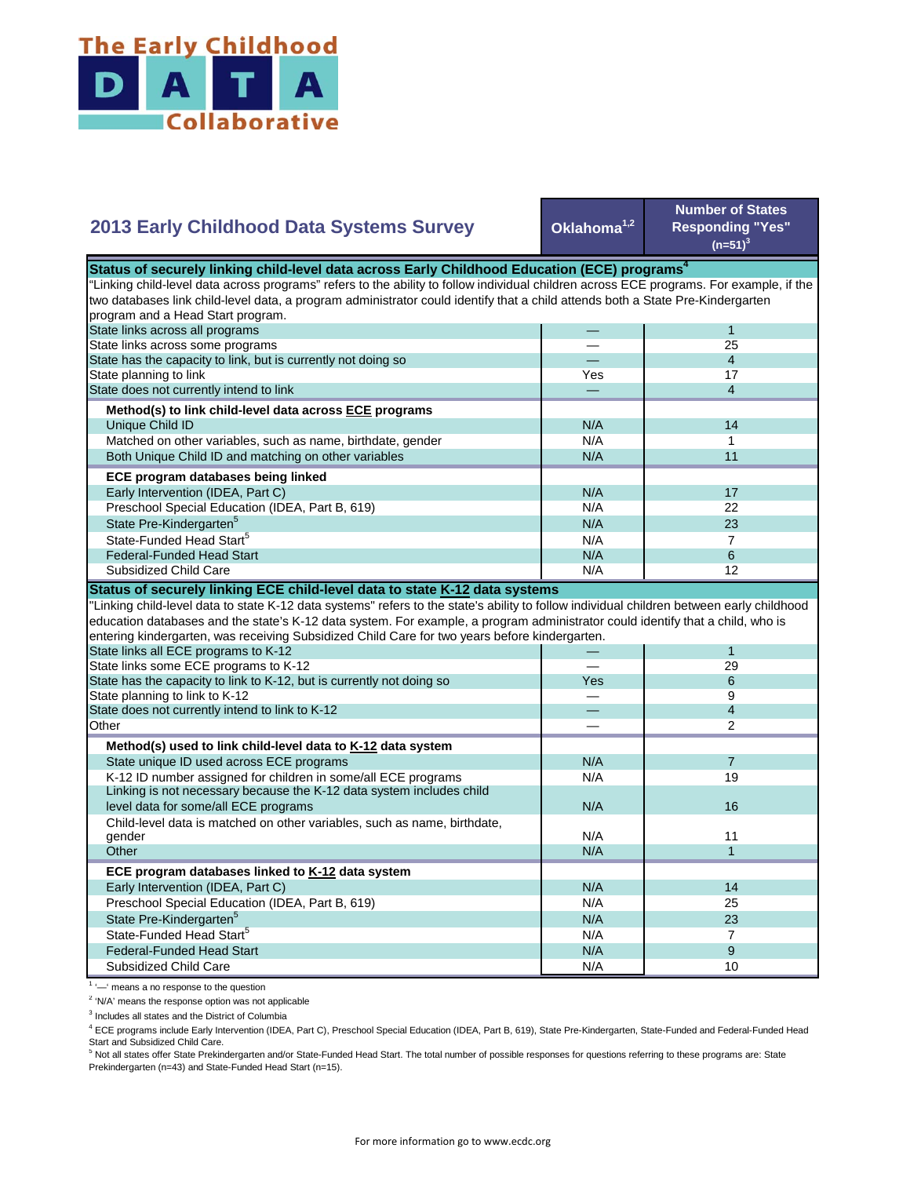# The Early Childhood DATA Collaborative

## 2013 Early Childhood Data Systems Survey

| 2013 Early Childhood Data Systems Survey | Oklahoma[1,2] | Number of States Responding "Yes" (n=51)[3] |
|---|---|---|
| **Status of securely linking child-level data across Early Childhood Education (ECE) programs[4]** | | |
| "Linking child-level data across programs" refers to the ability to follow individual children across ECE programs. For example, if the two databases link child-level data, a program administrator could identify that a child attends both a State Pre-Kindergarten program and a Head Start program. | | |
| State links across all programs | — | 1 |
| State links across some programs | — | 25 |
| State has the capacity to link, but is currently not doing so | — | 4 |
| State planning to link | Yes | 17 |
| State does not currently intend to link | — | 4 |
| **Method(s) to link child-level data across ECE programs** | | |
| Unique Child ID | N/A | 14 |
| Matched on other variables, such as name, birthdate, gender | N/A | 1 |
| Both Unique Child ID and matching on other variables | N/A | 11 |
| **ECE program databases being linked** | | |
| Early Intervention (IDEA, Part C) | N/A | 17 |
| Preschool Special Education (IDEA, Part B, 619) | N/A | 22 |
| State Pre-Kindergarten[5] | N/A | 23 |
| State-Funded Head Start[5] | N/A | 7 |
| Federal-Funded Head Start | N/A | 6 |
| Subsidized Child Care | N/A | 12 |
| **Status of securely linking ECE child-level data to state K-12 data systems** | | |
| "Linking child-level data to state K-12 data systems" refers to the state's ability to follow individual children between early childhood education databases and the state's K-12 data system. For example, a program administrator could identify that a child, who is entering kindergarten, was receiving Subsidized Child Care for two years before kindergarten. | | |
| State links all ECE programs to K-12 | — | 1 |
| State links some ECE programs to K-12 | — | 29 |
| State has the capacity to link to K-12, but is currently not doing so | Yes | 6 |
| State planning to link to K-12 | — | 9 |
| State does not currently intend to link to K-12 | — | 4 |
| Other | — | 2 |
| **Method(s) used to link child-level data to K-12 data system** | | |
| State unique ID used across ECE programs | N/A | 7 |
| K-12 ID number assigned for children in some/all ECE programs | N/A | 19 |
| Linking is not necessary because the K-12 data system includes child level data for some/all ECE programs | N/A | 16 |
| Child-level data is matched on other variables, such as name, birthdate, gender | N/A | 11 |
| Other | N/A | 1 |
| **ECE program databases linked to K-12 data system** | | |
| Early Intervention (IDEA, Part C) | N/A | 14 |
| Preschool Special Education (IDEA, Part B, 619) | N/A | 25 |
| State Pre-Kindergarten[5] | N/A | 23 |
| State-Funded Head Start[5] | N/A | 7 |
| Federal-Funded Head Start | N/A | 9 |
| Subsidized Child Care | N/A | 10 |

[1] '—' means a no response to the question

[2] 'N/A' means the response option was not applicable

[3] Includes all states and the District of Columbia

[4] ECE programs include Early Intervention (IDEA, Part C), Preschool Special Education (IDEA, Part B, 619), State Pre-Kindergarten, State-Funded and Federal-Funded Head Start and Subsidized Child Care.

[5] Not all states offer State Prekindergarten and/or State-Funded Head Start. The total number of possible responses for questions referring to these programs are: State Prekindergarten (n=43) and State-Funded Head Start (n=15).

For more information go to www.ecdc.org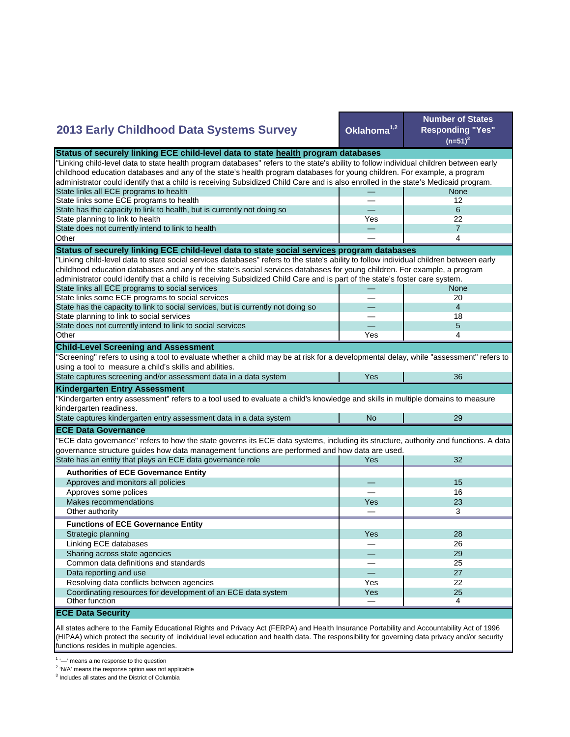| 2013 Early Childhood Data Systems Survey | Oklahoma[1,2] | Number of States Responding "Yes" (n=51)[3] |
|---|---|---|
| **Status of securely linking ECE child-level data to state health program databases** | | |
| "Linking child-level data to state health program databases" refers to the state's ability to follow individual children between early childhood education databases and any of the state's health program databases for young children. For example, a program administrator could identify that a child is receiving Subsidized Child Care and is also enrolled in the state's Medicaid program. | | |
| State links all ECE programs to health | — | None |
| State links some ECE programs to health | — | 12 |
| State has the capacity to link to health, but is currently not doing so | — | 6 |
| State planning to link to health | Yes | 22 |
| State does not currently intend to link to health | — | 7 |
| Other | — | 4 |
| **Status of securely linking ECE child-level data to state social services program databases** | | |
| "Linking child-level data to state social services databases" refers to the state's ability to follow individual children between early childhood education databases and any of the state's social services databases for young children. For example, a program administrator could identify that a child is receiving Subsidized Child Care and is part of the state's foster care system. | | |
| State links all ECE programs to social services | — | None |
| State links some ECE programs to social services | — | 20 |
| State has the capacity to link to social services, but is currently not doing so | — | 4 |
| State planning to link to social services | — | 18 |
| State does not currently intend to link to social services | — | 5 |
| Other | Yes | 4 |
| **Child-Level Screening and Assessment** | | |
| "Screening" refers to using a tool to evaluate whether a child may be at risk for a developmental delay, while "assessment" refers to using a tool to measure a child's skills and abilities. | | |
| State captures screening and/or assessment data in a data system | Yes | 36 |
| **Kindergarten Entry Assessment** | | |
| "Kindergarten entry assessment" refers to a tool used to evaluate a child's knowledge and skills in multiple domains to measure kindergarten readiness. | | |
| State captures kindergarten entry assessment data in a data system | No | 29 |
| **ECE Data Governance** | | |
| "ECE data governance" refers to how the state governs its ECE data systems, including its structure, authority and functions. A data governance structure guides how data management functions are performed and how data are used. | | |
| State has an entity that plays an ECE data governance role | Yes | 32 |
| **Authorities of ECE Governance Entity** | | |
| Approves and monitors all policies | — | 15 |
| Approves some polices | — | 16 |
| Makes recommendations | Yes | 23 |
| Other authority | — | 3 |
| **Functions of ECE Governance Entity** | | |
| Strategic planning | Yes | 28 |
| Linking ECE databases | — | 26 |
| Sharing across state agencies | — | 29 |
| Common data definitions and standards | — | 25 |
| Data reporting and use | — | 27 |
| Resolving data conflicts between agencies | Yes | 22 |
| Coordinating resources for development of an ECE data system | Yes | 25 |
| Other function | — | 4 |
| **ECE Data Security** | | |
| All states adhere to the Family Educational Rights and Privacy Act (FERPA) and Health Insurance Portability and Accountability Act of 1996 (HIPAA) which protect the security of individual level education and health data. The responsibility for governing data privacy and/or security functions resides in multiple agencies. | | |

[1] '—' means a no response to the question

[2] 'N/A' means the response option was not applicable

[3] Includes all states and the District of Columbia